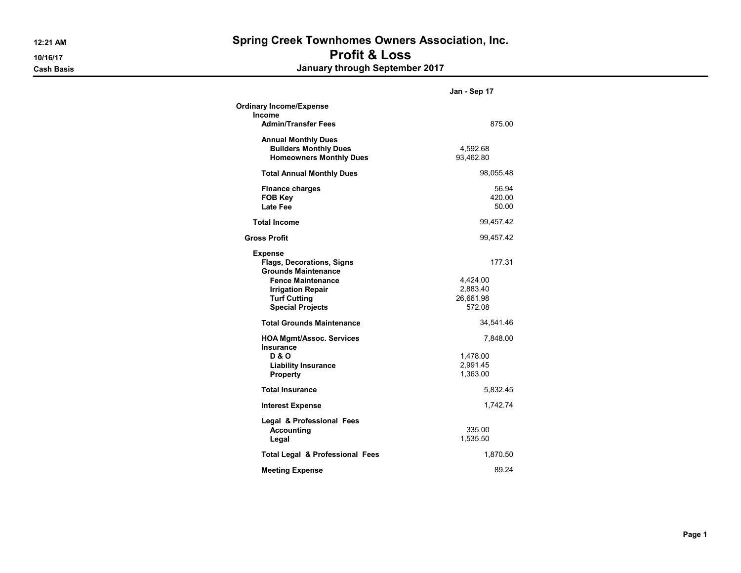# Spring Creek Townhomes Owners Association, Inc.
## Profit & Loss
### January through September 2017

12:21 AM
10/16/17
Cash Basis

| | | Jan - Sep 17 |
|---|---|---|
| **Ordinary Income/Expense** | | |
| **Income** | | |
| **Admin/Transfer Fees** | | 875.00 |
| **Annual Monthly Dues** | | |
| **Builders Monthly Dues** | 4,592.68 | |
| **Homeowners Monthly Dues** | 93,462.80 | |
| **Total Annual Monthly Dues** | | 98,055.48 |
| **Finance charges** | | 56.94 |
| **FOB Key** | | 420.00 |
| **Late Fee** | | 50.00 |
| **Total Income** | | 99,457.42 |
| **Gross Profit** | | 99,457.42 |
| **Expense** | | |
| **Flags, Decorations, Signs** | | 177.31 |
| **Grounds Maintenance** | | |
| **Fence Maintenance** | 4,424.00 | |
| **Irrigation Repair** | 2,883.40 | |
| **Turf Cutting** | 26,661.98 | |
| **Special Projects** | 572.08 | |
| **Total Grounds Maintenance** | | 34,541.46 |
| **HOA Mgmt/Assoc. Services** | | 7,848.00 |
| **Insurance** | | |
| **D & O** | 1,478.00 | |
| **Liability Insurance** | 2,991.45 | |
| **Property** | 1,363.00 | |
| **Total Insurance** | | 5,832.45 |
| **Interest Expense** | | 1,742.74 |
| **Legal & Professional Fees** | | |
| **Accounting** | 335.00 | |
| **Legal** | 1,535.50 | |
| **Total Legal & Professional Fees** | | 1,870.50 |
| **Meeting Expense** | | 89.24 |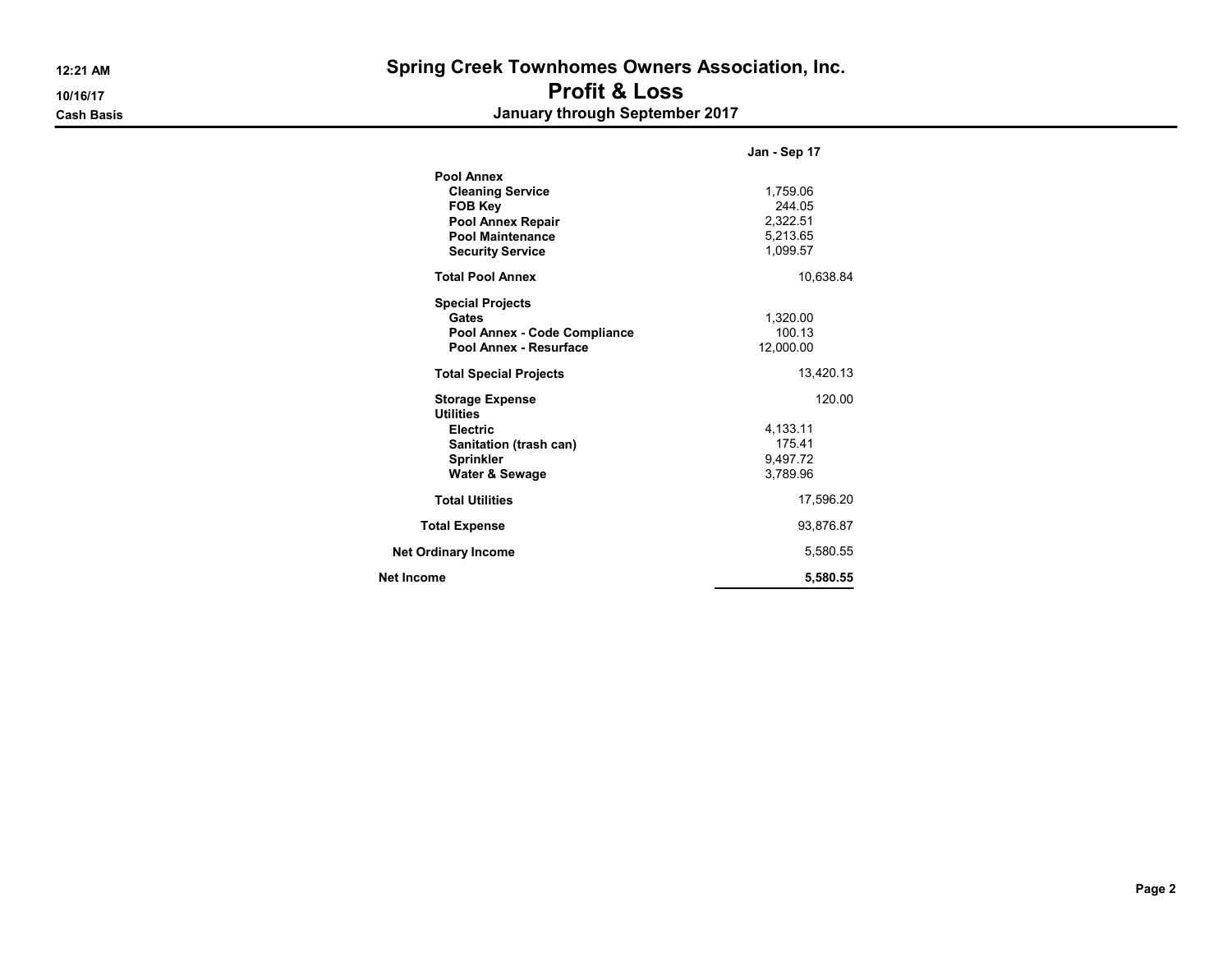# Spring Creek Townhomes Owners Association, Inc.
## Profit & Loss
### January through September 2017

12:21 AM
10/16/17
Cash Basis

| | Jan - Sep 17 | |
|---|---|---|
| **Pool Annex** | | |
| **Cleaning Service** | 1,759.06 | |
| **FOB Key** | 244.05 | |
| **Pool Annex Repair** | 2,322.51 | |
| **Pool Maintenance** | 5,213.65 | |
| **Security Service** | 1,099.57 | |
| **Total Pool Annex** | | 10,638.84 |
| **Special Projects** | | |
| **Gates** | 1,320.00 | |
| **Pool Annex - Code Compliance** | 100.13 | |
| **Pool Annex - Resurface** | 12,000.00 | |
| **Total Special Projects** | | 13,420.13 |
| **Storage Expense** | | 120.00 |
| **Utilities** | | |
| **Electric** | 4,133.11 | |
| **Sanitation (trash can)** | 175.41 | |
| **Sprinkler** | 9,497.72 | |
| **Water & Sewage** | 3,789.96 | |
| **Total Utilities** | | 17,596.20 |
| **Total Expense** | | 93,876.87 |
| **Net Ordinary Income** | | 5,580.55 |
| **Net Income** | | **5,580.55** |